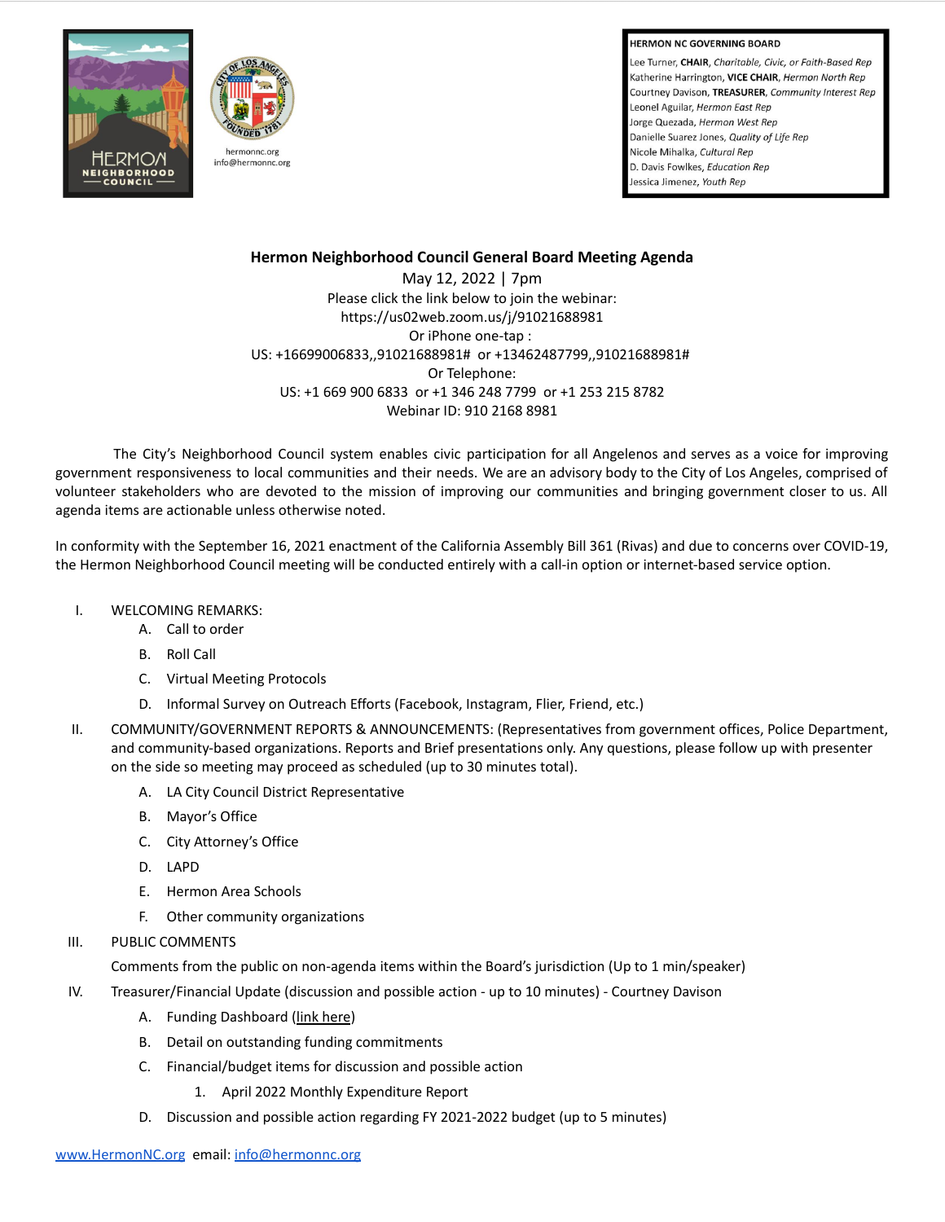HERMON NEIGHBORHOOD COUNCIL

hermonnc.org
info@hermonnc.org

**HERMON NC GOVERNING BOARD**

Lee Turner, **CHAIR**, *Charitable, Civic, or Faith-Based Rep*
Katherine Harrington, **VICE CHAIR**, *Hermon North Rep*
Courtney Davison, **TREASURER**, *Community Interest Rep*
Leonel Aguilar, *Hermon East Rep*
Jorge Quezada, *Hermon West Rep*
Danielle Suarez Jones, *Quality of Life Rep*
Nicole Mihalka, *Cultural Rep*
D. Davis Fowlkes, *Education Rep*
Jessica Jimenez, *Youth Rep*

# Hermon Neighborhood Council General Board Meeting Agenda

May 12, 2022 | 7pm
Please click the link below to join the webinar:
https://us02web.zoom.us/j/91021688981
Or iPhone one-tap :
US: +16699006833,,91021688981# or +13462487799,,91021688981#
Or Telephone:
US: +1 669 900 6833 or +1 346 248 7799 or +1 253 215 8782
Webinar ID: 910 2168 8981

The City's Neighborhood Council system enables civic participation for all Angelenos and serves as a voice for improving government responsiveness to local communities and their needs. We are an advisory body to the City of Los Angeles, comprised of volunteer stakeholders who are devoted to the mission of improving our communities and bringing government closer to us. All agenda items are actionable unless otherwise noted.

In conformity with the September 16, 2021 enactment of the California Assembly Bill 361 (Rivas) and due to concerns over COVID-19, the Hermon Neighborhood Council meeting will be conducted entirely with a call-in option or internet-based service option.

I. WELCOMING REMARKS:
   - A. Call to order
   - B. Roll Call
   - C. Virtual Meeting Protocols
   - D. Informal Survey on Outreach Efforts (Facebook, Instagram, Flier, Friend, etc.)

II. COMMUNITY/GOVERNMENT REPORTS & ANNOUNCEMENTS: (Representatives from government offices, Police Department, and community-based organizations. Reports and Brief presentations only. Any questions, please follow up with presenter on the side so meeting may proceed as scheduled (up to 30 minutes total).
   - A. LA City Council District Representative
   - B. Mayor's Office
   - C. City Attorney's Office
   - D. LAPD
   - E. Hermon Area Schools
   - F. Other community organizations

III. PUBLIC COMMENTS
   Comments from the public on non-agenda items within the Board's jurisdiction (Up to 1 min/speaker)

IV. Treasurer/Financial Update (discussion and possible action - up to 10 minutes) - Courtney Davison
   - A. Funding Dashboard (link here)
   - B. Detail on outstanding funding commitments
   - C. Financial/budget items for discussion and possible action
     1. April 2022 Monthly Expenditure Report
   - D. Discussion and possible action regarding FY 2021-2022 budget (up to 5 minutes)

www.HermonNC.org email: info@hermonnc.org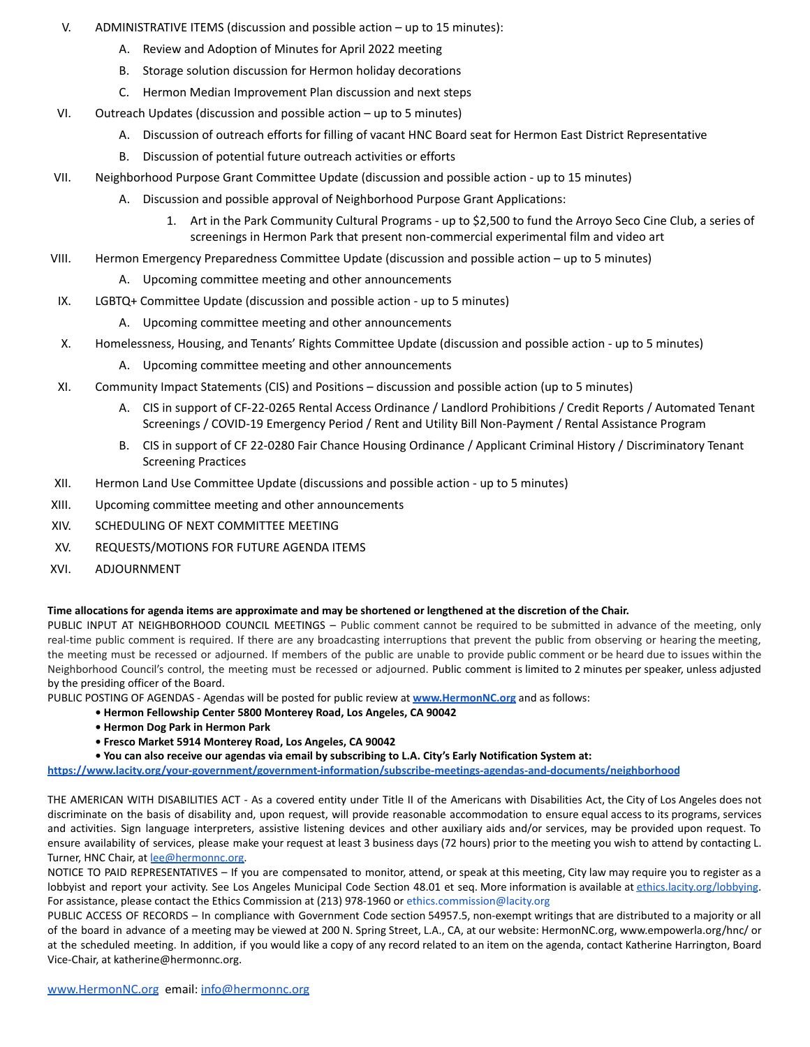V. ADMINISTRATIVE ITEMS (discussion and possible action – up to 15 minutes):

   A. Review and Adoption of Minutes for April 2022 meeting

   B. Storage solution discussion for Hermon holiday decorations

   C. Hermon Median Improvement Plan discussion and next steps

VI. Outreach Updates (discussion and possible action – up to 5 minutes)

   A. Discussion of outreach efforts for filling of vacant HNC Board seat for Hermon East District Representative

   B. Discussion of potential future outreach activities or efforts

VII. Neighborhood Purpose Grant Committee Update (discussion and possible action - up to 15 minutes)

   A. Discussion and possible approval of Neighborhood Purpose Grant Applications:

      1. Art in the Park Community Cultural Programs - up to $2,500 to fund the Arroyo Seco Cine Club, a series of screenings in Hermon Park that present non-commercial experimental film and video art

VIII. Hermon Emergency Preparedness Committee Update (discussion and possible action – up to 5 minutes)

   A. Upcoming committee meeting and other announcements

IX. LGBTQ+ Committee Update (discussion and possible action - up to 5 minutes)

   A. Upcoming committee meeting and other announcements

X. Homelessness, Housing, and Tenants' Rights Committee Update (discussion and possible action - up to 5 minutes)

   A. Upcoming committee meeting and other announcements

XI. Community Impact Statements (CIS) and Positions – discussion and possible action (up to 5 minutes)

   A. CIS in support of CF-22-0265 Rental Access Ordinance / Landlord Prohibitions / Credit Reports / Automated Tenant Screenings / COVID-19 Emergency Period / Rent and Utility Bill Non-Payment / Rental Assistance Program

   B. CIS in support of CF 22-0280 Fair Chance Housing Ordinance / Applicant Criminal History / Discriminatory Tenant Screening Practices

XII. Hermon Land Use Committee Update (discussions and possible action - up to 5 minutes)

XIII. Upcoming committee meeting and other announcements

XIV. SCHEDULING OF NEXT COMMITTEE MEETING

XV. REQUESTS/MOTIONS FOR FUTURE AGENDA ITEMS

XVI. ADJOURNMENT

**Time allocations for agenda items are approximate and may be shortened or lengthened at the discretion of the Chair.**

PUBLIC INPUT AT NEIGHBORHOOD COUNCIL MEETINGS – Public comment cannot be required to be submitted in advance of the meeting, only real-time public comment is required. If there are any broadcasting interruptions that prevent the public from observing or hearing the meeting, the meeting must be recessed or adjourned. If members of the public are unable to provide public comment or be heard due to issues within the Neighborhood Council's control, the meeting must be recessed or adjourned. Public comment is limited to 2 minutes per speaker, unless adjusted by the presiding officer of the Board.

PUBLIC POSTING OF AGENDAS - Agendas will be posted for public review at **www.HermonNC.org** and as follows:

- **Hermon Fellowship Center 5800 Monterey Road, Los Angeles, CA 90042**
- **Hermon Dog Park in Hermon Park**
- **Fresco Market 5914 Monterey Road, Los Angeles, CA 90042**
- **You can also receive our agendas via email by subscribing to L.A. City's Early Notification System at:**

**https://www.lacity.org/your-government/government-information/subscribe-meetings-agendas-and-documents/neighborhood**

THE AMERICAN WITH DISABILITIES ACT - As a covered entity under Title II of the Americans with Disabilities Act, the City of Los Angeles does not discriminate on the basis of disability and, upon request, will provide reasonable accommodation to ensure equal access to its programs, services and activities. Sign language interpreters, assistive listening devices and other auxiliary aids and/or services, may be provided upon request. To ensure availability of services, please make your request at least 3 business days (72 hours) prior to the meeting you wish to attend by contacting L. Turner, HNC Chair, at lee@hermonnc.org.

NOTICE TO PAID REPRESENTATIVES – If you are compensated to monitor, attend, or speak at this meeting, City law may require you to register as a lobbyist and report your activity. See Los Angeles Municipal Code Section 48.01 et seq. More information is available at ethics.lacity.org/lobbying. For assistance, please contact the Ethics Commission at (213) 978-1960 or ethics.commission@lacity.org

PUBLIC ACCESS OF RECORDS – In compliance with Government Code section 54957.5, non-exempt writings that are distributed to a majority or all of the board in advance of a meeting may be viewed at 200 N. Spring Street, L.A., CA, at our website: HermonNC.org, www.empowerla.org/hnc/ or at the scheduled meeting. In addition, if you would like a copy of any record related to an item on the agenda, contact Katherine Harrington, Board Vice-Chair, at katherine@hermonnc.org.

www.HermonNC.org email: info@hermonnc.org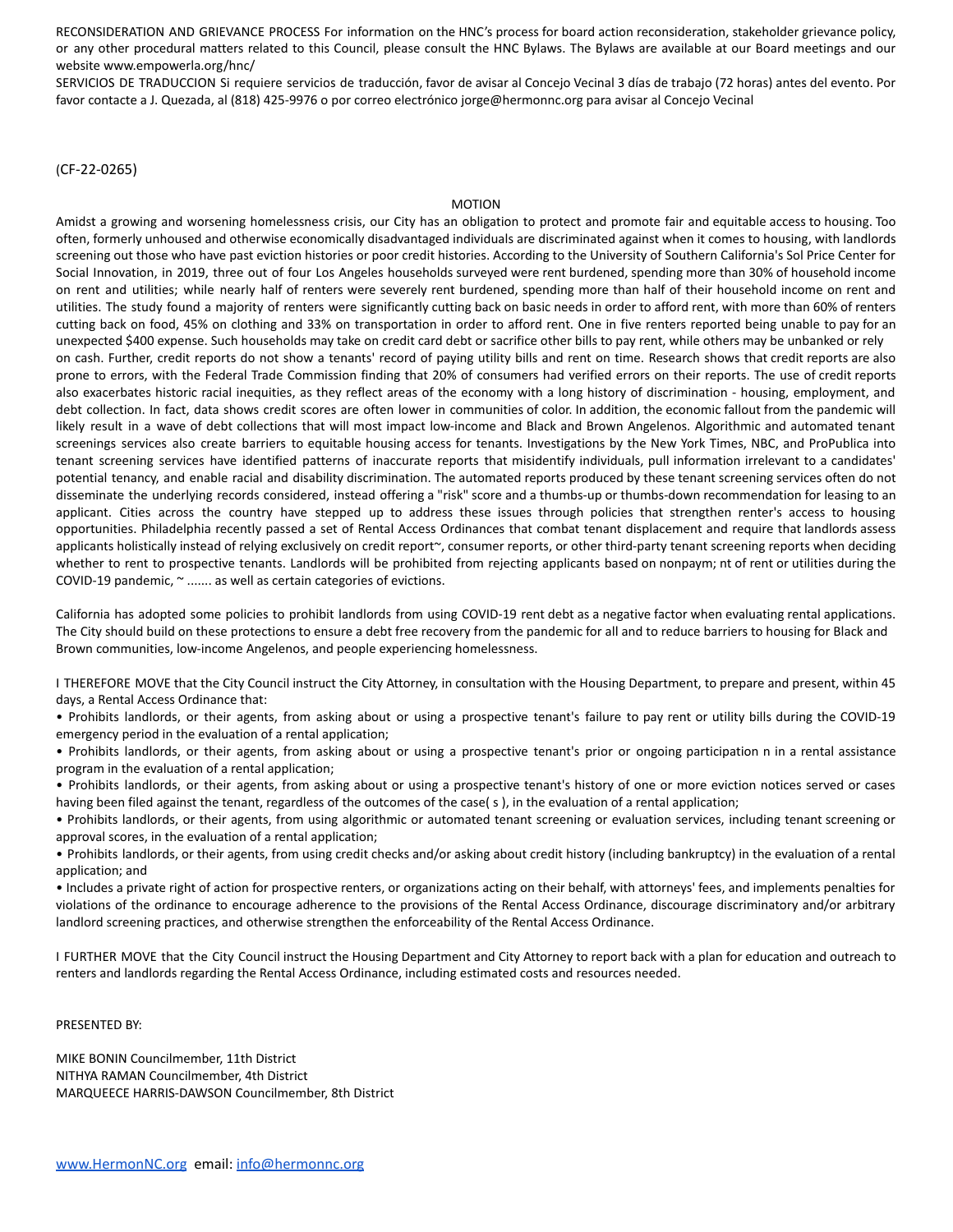RECONSIDERATION AND GRIEVANCE PROCESS For information on the HNC's process for board action reconsideration, stakeholder grievance policy, or any other procedural matters related to this Council, please consult the HNC Bylaws. The Bylaws are available at our Board meetings and our website www.empowerla.org/hnc/

SERVICIOS DE TRADUCCION Si requiere servicios de traducción, favor de avisar al Concejo Vecinal 3 días de trabajo (72 horas) antes del evento. Por favor contacte a J. Quezada, al (818) 425-9976 o por correo electrónico jorge@hermonnc.org para avisar al Concejo Vecinal

(CF-22-0265)

MOTION

Amidst a growing and worsening homelessness crisis, our City has an obligation to protect and promote fair and equitable access to housing. Too often, formerly unhoused and otherwise economically disadvantaged individuals are discriminated against when it comes to housing, with landlords screening out those who have past eviction histories or poor credit histories. According to the University of Southern California's Sol Price Center for Social Innovation, in 2019, three out of four Los Angeles households surveyed were rent burdened, spending more than 30% of household income on rent and utilities; while nearly half of renters were severely rent burdened, spending more than half of their household income on rent and utilities. The study found a majority of renters were significantly cutting back on basic needs in order to afford rent, with more than 60% of renters cutting back on food, 45% on clothing and 33% on transportation in order to afford rent. One in five renters reported being unable to pay for an unexpected $400 expense. Such households may take on credit card debt or sacrifice other bills to pay rent, while others may be unbanked or rely on cash. Further, credit reports do not show a tenants' record of paying utility bills and rent on time. Research shows that credit reports are also prone to errors, with the Federal Trade Commission finding that 20% of consumers had verified errors on their reports. The use of credit reports also exacerbates historic racial inequities, as they reflect areas of the economy with a long history of discrimination - housing, employment, and debt collection. In fact, data shows credit scores are often lower in communities of color. In addition, the economic fallout from the pandemic will likely result in a wave of debt collections that will most impact low-income and Black and Brown Angelenos. Algorithmic and automated tenant screenings services also create barriers to equitable housing access for tenants. Investigations by the New York Times, NBC, and ProPublica into tenant screening services have identified patterns of inaccurate reports that misidentify individuals, pull information irrelevant to a candidates' potential tenancy, and enable racial and disability discrimination. The automated reports produced by these tenant screening services often do not disseminate the underlying records considered, instead offering a "risk" score and a thumbs-up or thumbs-down recommendation for leasing to an applicant. Cities across the country have stepped up to address these issues through policies that strengthen renter's access to housing opportunities. Philadelphia recently passed a set of Rental Access Ordinances that combat tenant displacement and require that landlords assess applicants holistically instead of relying exclusively on credit report~, consumer reports, or other third-party tenant screening reports when deciding whether to rent to prospective tenants. Landlords will be prohibited from rejecting applicants based on nonpaym; nt of rent or utilities during the COVID-19 pandemic, ~ ....... as well as certain categories of evictions.

California has adopted some policies to prohibit landlords from using COVID-19 rent debt as a negative factor when evaluating rental applications. The City should build on these protections to ensure a debt free recovery from the pandemic for all and to reduce barriers to housing for Black and Brown communities, low-income Angelenos, and people experiencing homelessness.

I THEREFORE MOVE that the City Council instruct the City Attorney, in consultation with the Housing Department, to prepare and present, within 45 days, a Rental Access Ordinance that:

- Prohibits landlords, or their agents, from asking about or using a prospective tenant's failure to pay rent or utility bills during the COVID-19 emergency period in the evaluation of a rental application;
- Prohibits landlords, or their agents, from asking about or using a prospective tenant's prior or ongoing participation n in a rental assistance program in the evaluation of a rental application;
- Prohibits landlords, or their agents, from asking about or using a prospective tenant's history of one or more eviction notices served or cases having been filed against the tenant, regardless of the outcomes of the case( s ), in the evaluation of a rental application;
- Prohibits landlords, or their agents, from using algorithmic or automated tenant screening or evaluation services, including tenant screening or approval scores, in the evaluation of a rental application;
- Prohibits landlords, or their agents, from using credit checks and/or asking about credit history (including bankruptcy) in the evaluation of a rental application; and
- Includes a private right of action for prospective renters, or organizations acting on their behalf, with attorneys' fees, and implements penalties for violations of the ordinance to encourage adherence to the provisions of the Rental Access Ordinance, discourage discriminatory and/or arbitrary landlord screening practices, and otherwise strengthen the enforceability of the Rental Access Ordinance.

I FURTHER MOVE that the City Council instruct the Housing Department and City Attorney to report back with a plan for education and outreach to renters and landlords regarding the Rental Access Ordinance, including estimated costs and resources needed.

PRESENTED BY:

MIKE BONIN Councilmember, 11th District
NITHYA RAMAN Councilmember, 4th District
MARQUEECE HARRIS-DAWSON Councilmember, 8th District

www.HermonNC.org email: info@hermonnc.org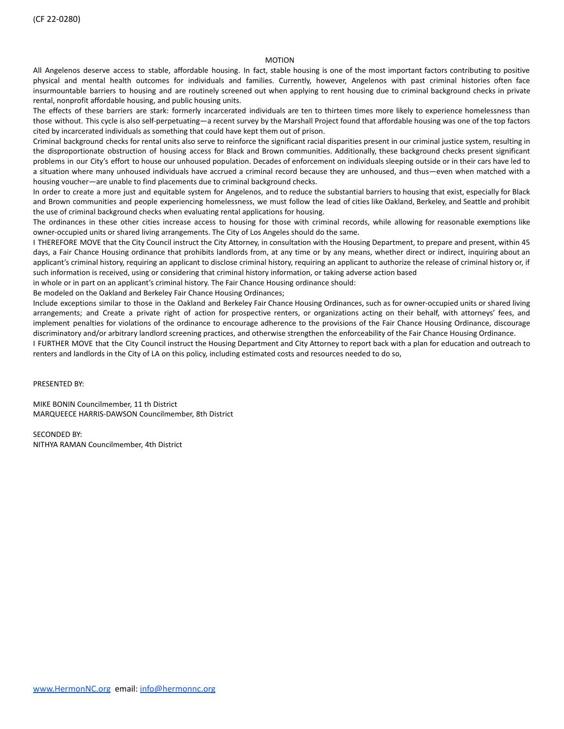(CF 22-0280)

MOTION

All Angelenos deserve access to stable, affordable housing. In fact, stable housing is one of the most important factors contributing to positive physical and mental health outcomes for individuals and families. Currently, however, Angelenos with past criminal histories often face insurmountable barriers to housing and are routinely screened out when applying to rent housing due to criminal background checks in private rental, nonprofit affordable housing, and public housing units.

The effects of these barriers are stark: formerly incarcerated individuals are ten to thirteen times more likely to experience homelessness than those without. This cycle is also self-perpetuating—a recent survey by the Marshall Project found that affordable housing was one of the top factors cited by incarcerated individuals as something that could have kept them out of prison.

Criminal background checks for rental units also serve to reinforce the significant racial disparities present in our criminal justice system, resulting in the disproportionate obstruction of housing access for Black and Brown communities. Additionally, these background checks present significant problems in our City's effort to house our unhoused population. Decades of enforcement on individuals sleeping outside or in their cars have led to a situation where many unhoused individuals have accrued a criminal record because they are unhoused, and thus—even when matched with a housing voucher—are unable to find placements due to criminal background checks.

In order to create a more just and equitable system for Angelenos, and to reduce the substantial barriers to housing that exist, especially for Black and Brown communities and people experiencing homelessness, we must follow the lead of cities like Oakland, Berkeley, and Seattle and prohibit the use of criminal background checks when evaluating rental applications for housing.

The ordinances in these other cities increase access to housing for those with criminal records, while allowing for reasonable exemptions like owner-occupied units or shared living arrangements. The City of Los Angeles should do the same.

I THEREFORE MOVE that the City Council instruct the City Attorney, in consultation with the Housing Department, to prepare and present, within 45 days, a Fair Chance Housing ordinance that prohibits landlords from, at any time or by any means, whether direct or indirect, inquiring about an applicant's criminal history, requiring an applicant to disclose criminal history, requiring an applicant to authorize the release of criminal history or, if such information is received, using or considering that criminal history information, or taking adverse action based in whole or in part on an applicant's criminal history. The Fair Chance Housing ordinance should:

Be modeled on the Oakland and Berkeley Fair Chance Housing Ordinances;

Include exceptions similar to those in the Oakland and Berkeley Fair Chance Housing Ordinances, such as for owner-occupied units or shared living arrangements; and Create a private right of action for prospective renters, or organizations acting on their behalf, with attorneys' fees, and implement penalties for violations of the ordinance to encourage adherence to the provisions of the Fair Chance Housing Ordinance, discourage discriminatory and/or arbitrary landlord screening practices, and otherwise strengthen the enforceability of the Fair Chance Housing Ordinance.

I FURTHER MOVE that the City Council instruct the Housing Department and City Attorney to report back with a plan for education and outreach to renters and landlords in the City of LA on this policy, including estimated costs and resources needed to do so,

PRESENTED BY:

MIKE BONIN Councilmember, 11 th District
MARQUEECE HARRIS-DAWSON Councilmember, 8th District

SECONDED BY:
NITHYA RAMAN Councilmember, 4th District

www.HermonNC.org email: info@hermonnc.org